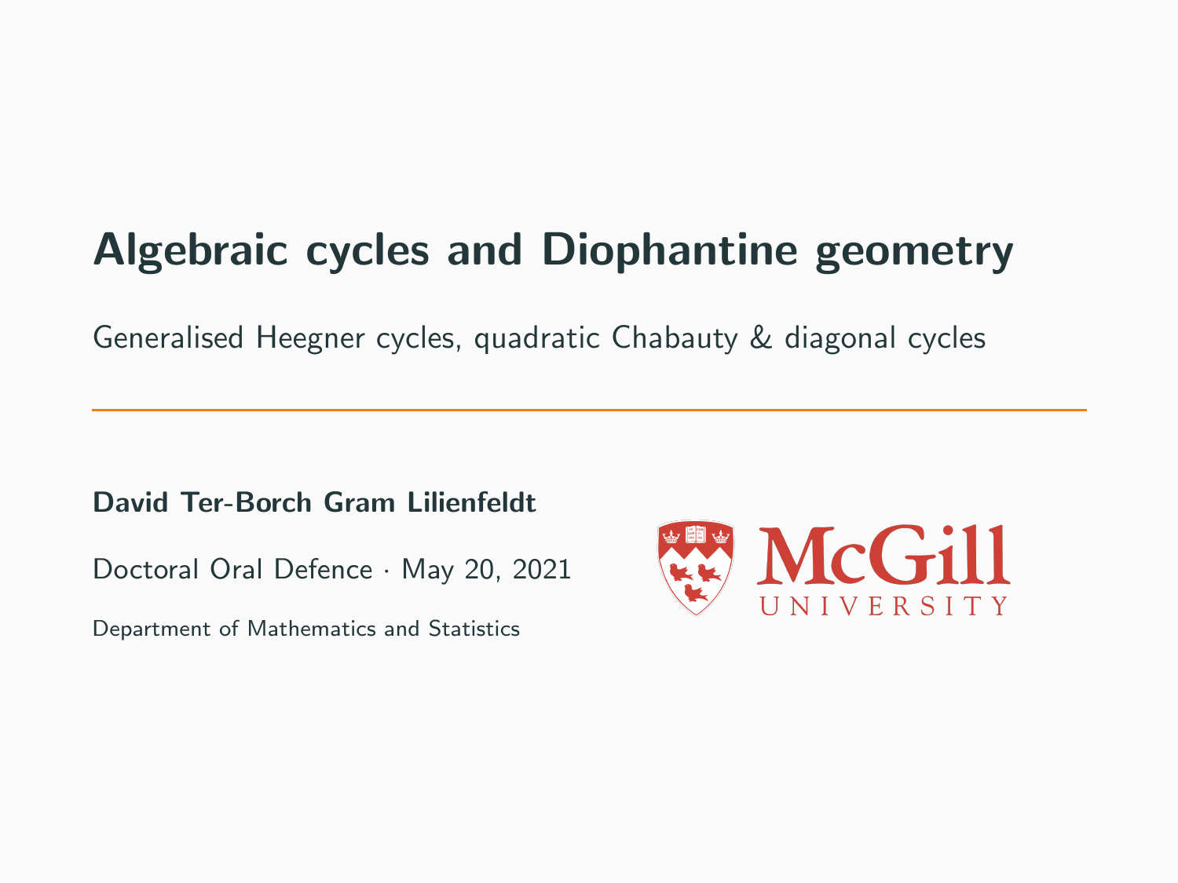# Algebraic cycles and Diophantine geometry

Generalised Heegner cycles, quadratic Chabauty & diagonal cycles

---

**David Ter-Borch Gram Lilienfeldt**

Doctoral Oral Defence · May 20, 2021

Department of Mathematics and Statistics

McGill University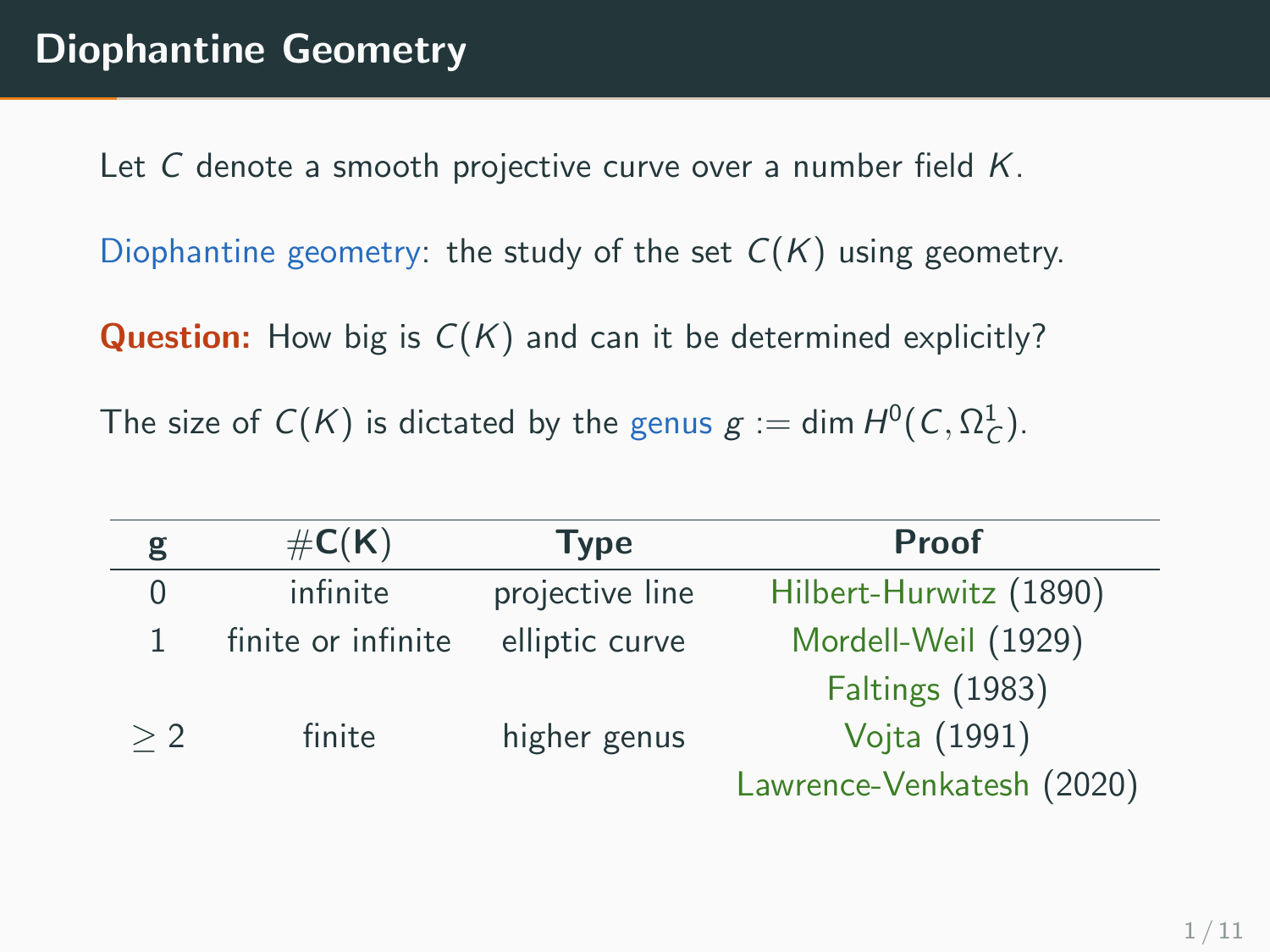# Diophantine Geometry

Let $C$ denote a smooth projective curve over a number field $K$.

Diophantine geometry: the study of the set $C(K)$ using geometry.

**Question:** How big is $C(K)$ and can it be determined explicitly?

The size of $C(K)$ is dictated by the genus $g := \dim H^0(C, \Omega^1_C)$.

| g | #C(K) | Type | Proof |
|---|---|---|---|
| 0 | infinite | projective line | Hilbert-Hurwitz (1890) |
| 1 | finite or infinite | elliptic curve | Mordell-Weil (1929) |
| | | | Faltings (1983) |
| $\geq 2$ | finite | higher genus | Vojta (1991) |
| | | | Lawrence-Venkatesh (2020) |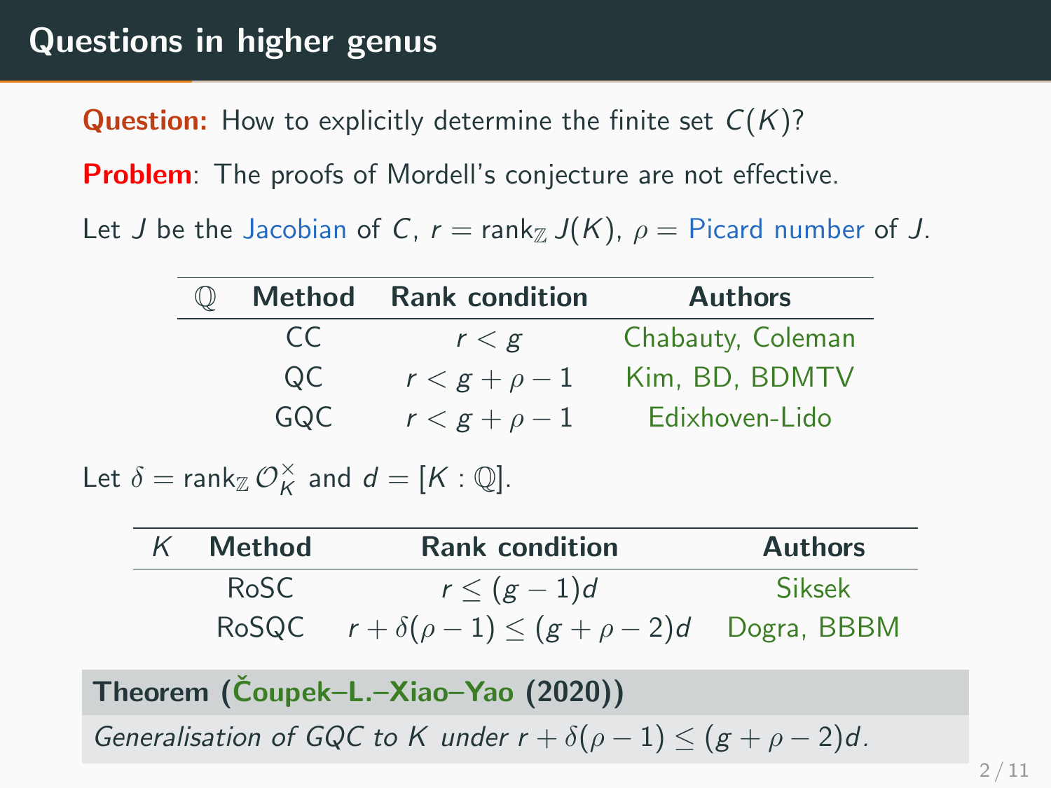# Questions in higher genus

**Question:** How to explicitly determine the finite set $C(K)$?

**Problem**: The proofs of Mordell's conjecture are not effective.

Let $J$ be the Jacobian of $C$, $r = \operatorname{rank}_{\mathbb{Z}} J(K)$, $\rho =$ Picard number of $J$.

| $\mathbb{Q}$ | **Method** | **Rank condition** | **Authors** |
|---|---|---|---|
| | CC | $r < g$ | Chabauty, Coleman |
| | QC | $r < g + \rho - 1$ | Kim, BD, BDMTV |
| | GQC | $r < g + \rho - 1$ | Edixhoven-Lido |

Let $\delta = \operatorname{rank}_{\mathbb{Z}} \mathcal{O}_K^{\times}$ and $d = [K : \mathbb{Q}]$.

| $K$ | **Method** | **Rank condition** | **Authors** |
|---|---|---|---|
| | RoSC | $r \leq (g-1)d$ | Siksek |
| | RoSQC | $r + \delta(\rho - 1) \leq (g + \rho - 2)d$ | Dogra, BBBM |

**Theorem (Čoupek–L.–Xiao–Yao (2020))**

*Generalisation of GQC to $K$ under $r + \delta(\rho - 1) \leq (g + \rho - 2)d$.*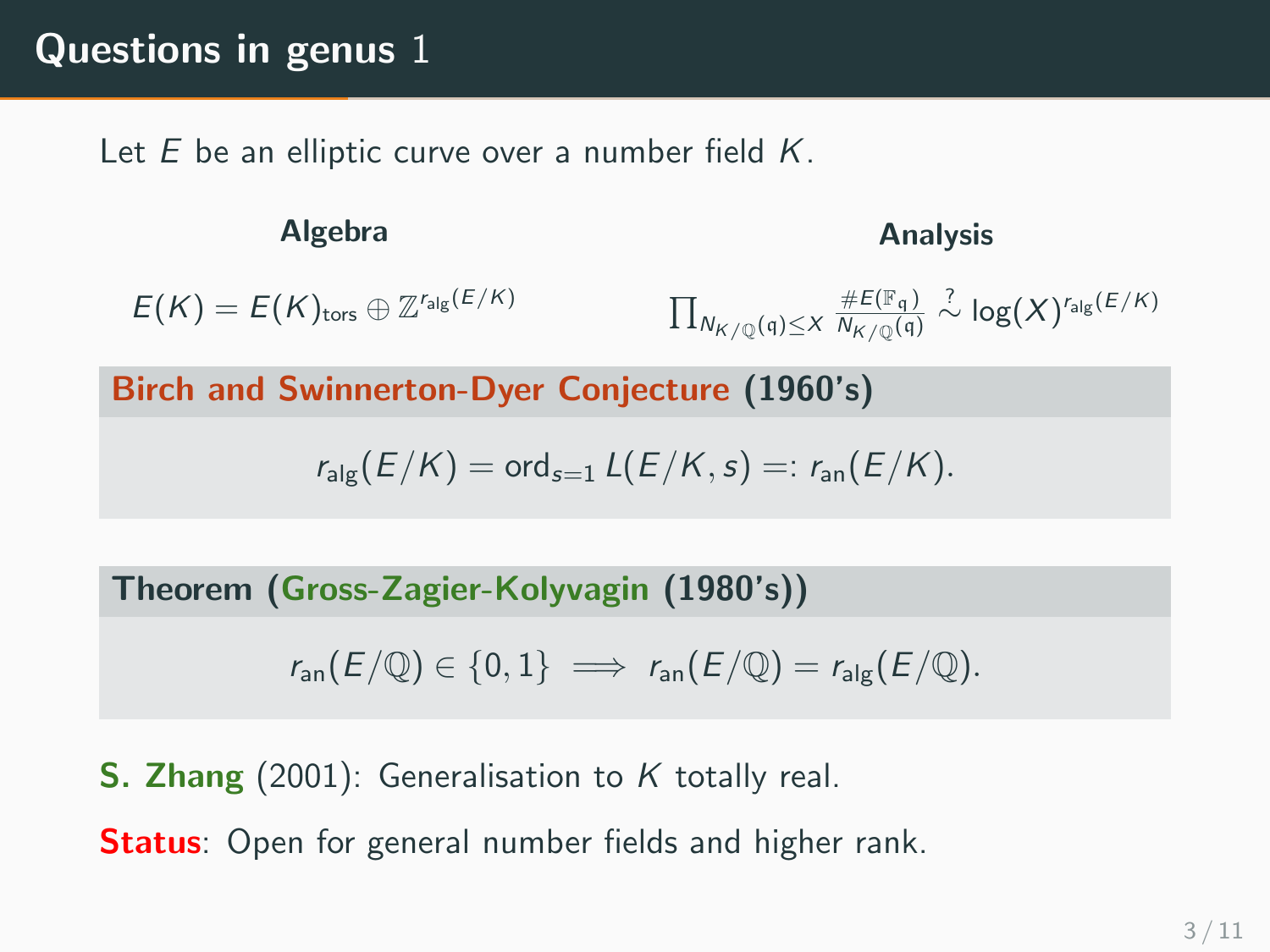# Questions in genus 1

Let $E$ be an elliptic curve over a number field $K$.

**Algebra**

$$E(K) = E(K)_{\text{tors}} \oplus \mathbb{Z}^{r_{\text{alg}}(E/K)}$$

**Analysis**

$$\prod_{N_{K/\mathbb{Q}}(\mathfrak{q}) \leq X} \frac{\#E(\mathbb{F}_\mathfrak{q})}{N_{K/\mathbb{Q}}(\mathfrak{q})} \overset{?}{\sim} \log(X)^{r_{\text{alg}}(E/K)}$$

**Birch and Swinnerton-Dyer Conjecture (1960's)**

$$r_{\text{alg}}(E/K) = \operatorname{ord}_{s=1} L(E/K, s) =: r_{\text{an}}(E/K).$$

**Theorem (Gross-Zagier-Kolyvagin (1980's))**

$$r_{\text{an}}(E/\mathbb{Q}) \in \{0, 1\} \implies r_{\text{an}}(E/\mathbb{Q}) = r_{\text{alg}}(E/\mathbb{Q}).$$

**S. Zhang** (2001): Generalisation to $K$ totally real.

**Status**: Open for general number fields and higher rank.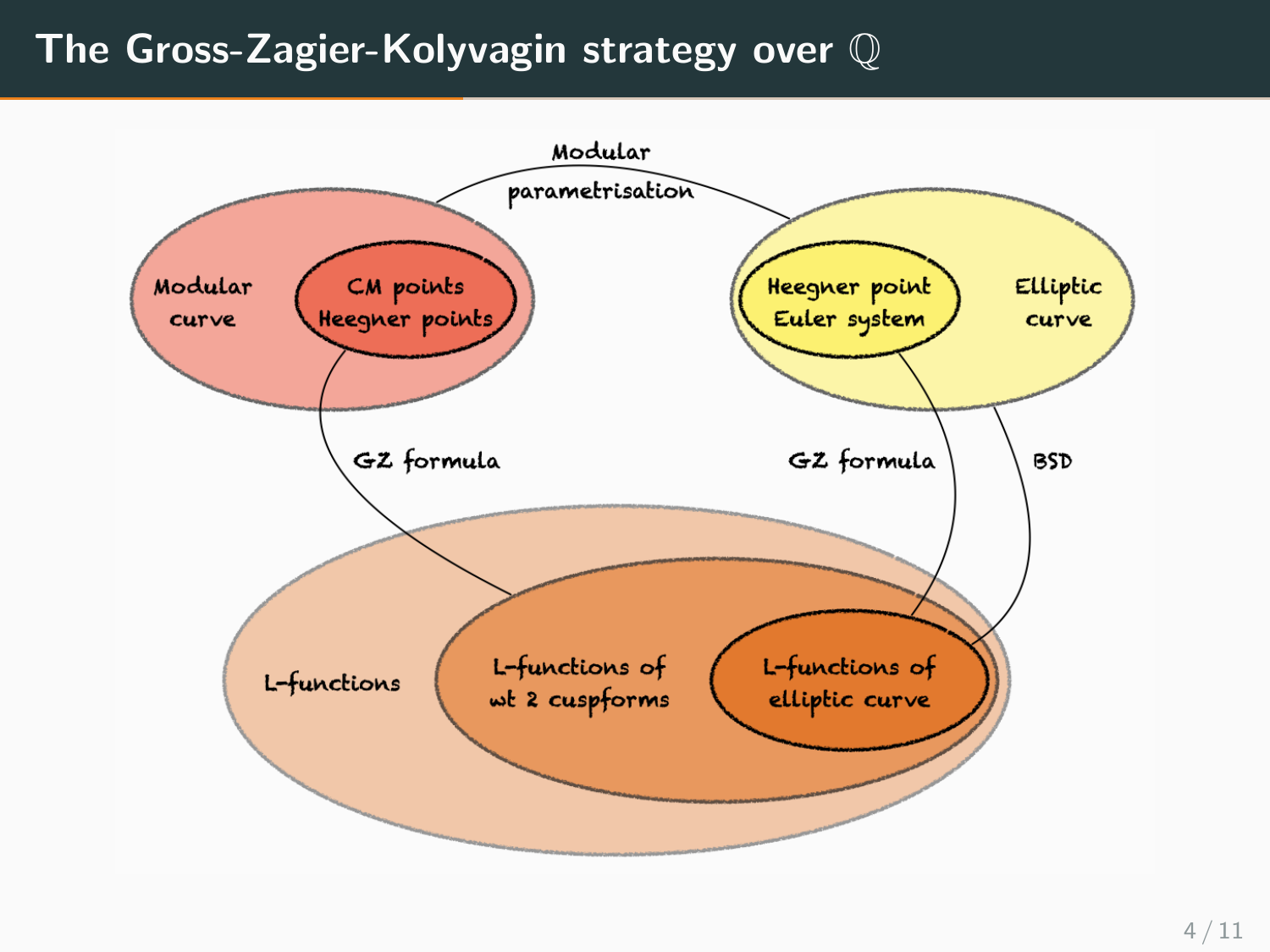# The Gross-Zagier-Kolyvagin strategy over $\mathbb{Q}$

Modular parametrisation

Modular curve

CM points
Heegner points

Heegner point
Euler system

Elliptic curve

GZ formula

GZ formula

BSD

L-functions

L-functions of
wt 2 cuspforms

L-functions of
elliptic curve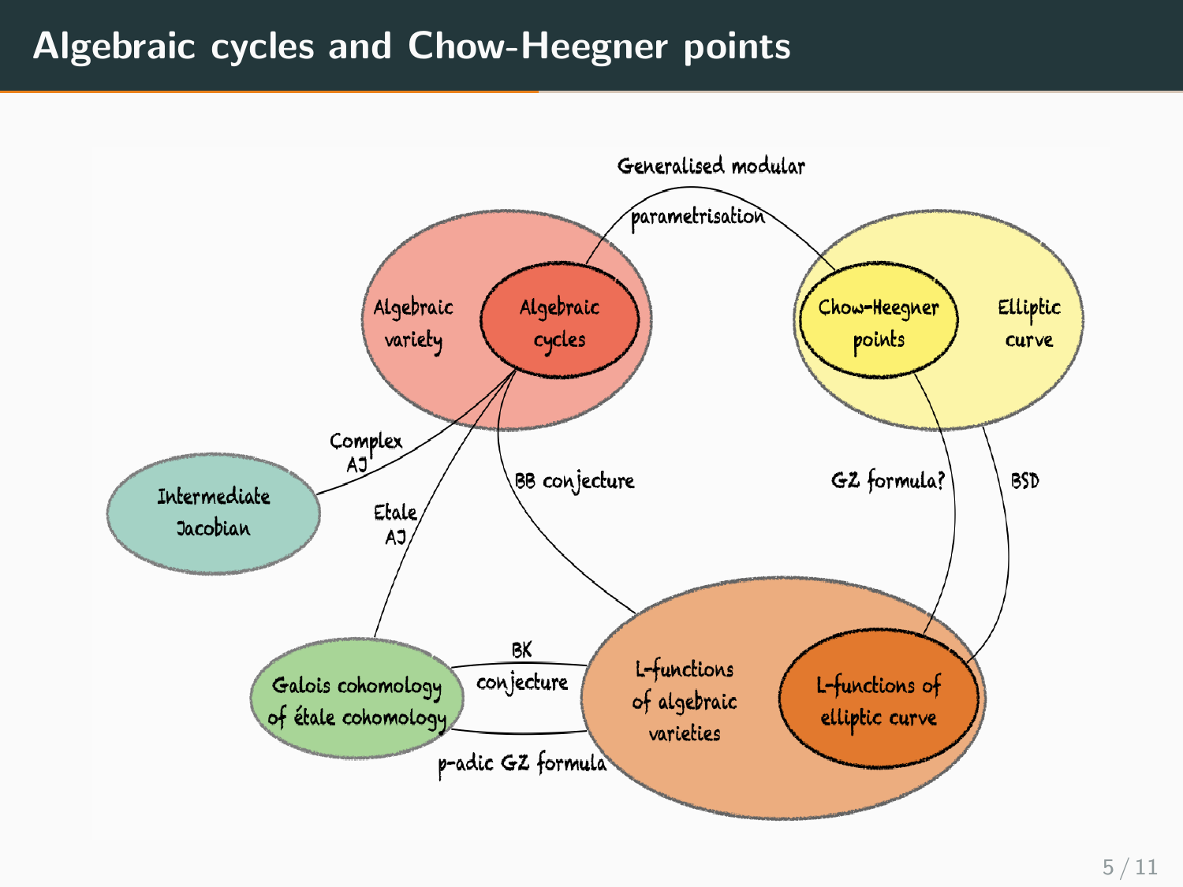# Algebraic cycles and Chow-Heegner points

Generalised modular parametrisation

Algebraic variety

Algebraic cycles

Chow-Heegner points

Elliptic curve

Complex AJ

Intermediate Jacobian

Etale AJ

BB conjecture

GZ formula?

BSD

BK conjecture

Galois cohomology of étale cohomology

L-functions of algebraic varieties

L-functions of elliptic curve

p-adic GZ formula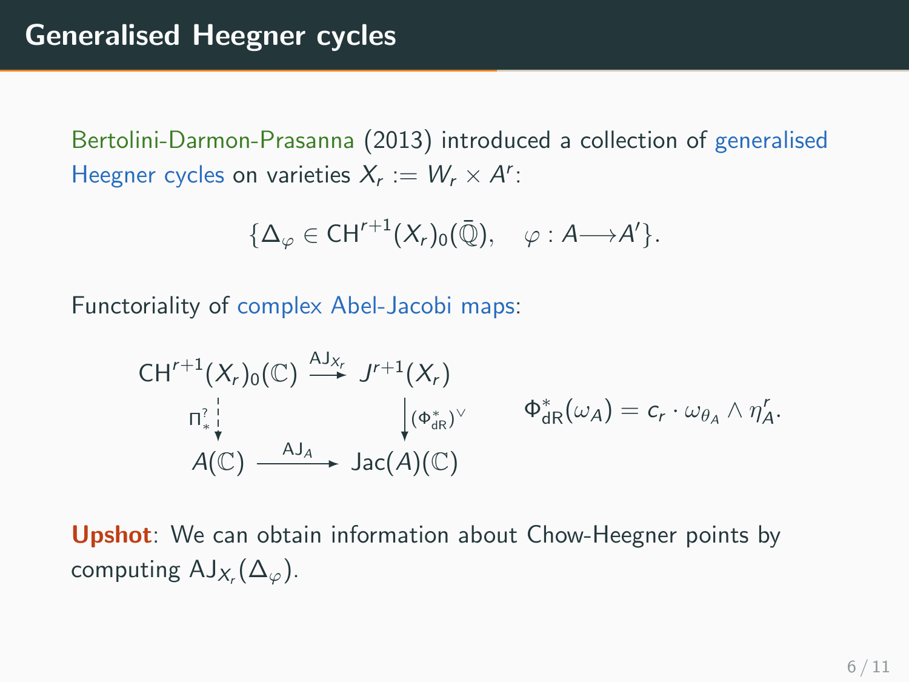# Generalised Heegner cycles

Bertolini-Darmon-Prasanna (2013) introduced a collection of generalised Heegner cycles on varieties $X_r := W_r \times A^r$:

$$\{\Delta_\varphi \in \mathrm{CH}^{r+1}(X_r)_0(\bar{\mathbb{Q}}), \quad \varphi : A \longrightarrow A'\}.$$

Functoriality of complex Abel-Jacobi maps:

$$\begin{array}{ccc} \mathrm{CH}^{r+1}(X_r)_0(\mathbb{C}) & \xrightarrow{\mathrm{AJ}_{X_r}} & J^{r+1}(X_r) \\ {\scriptstyle \Pi_*^?} \downarrow & & \downarrow {\scriptstyle (\Phi_{\mathrm{dR}}^*)^\vee} \\ A(\mathbb{C}) & \xrightarrow{\mathrm{AJ}_A} & \mathrm{Jac}(A)(\mathbb{C}) \end{array} \qquad \Phi_{\mathrm{dR}}^*(\omega_A) = c_r \cdot \omega_{\theta_A} \wedge \eta_A^r.$$

**Upshot**: We can obtain information about Chow-Heegner points by computing $\mathrm{AJ}_{X_r}(\Delta_\varphi)$.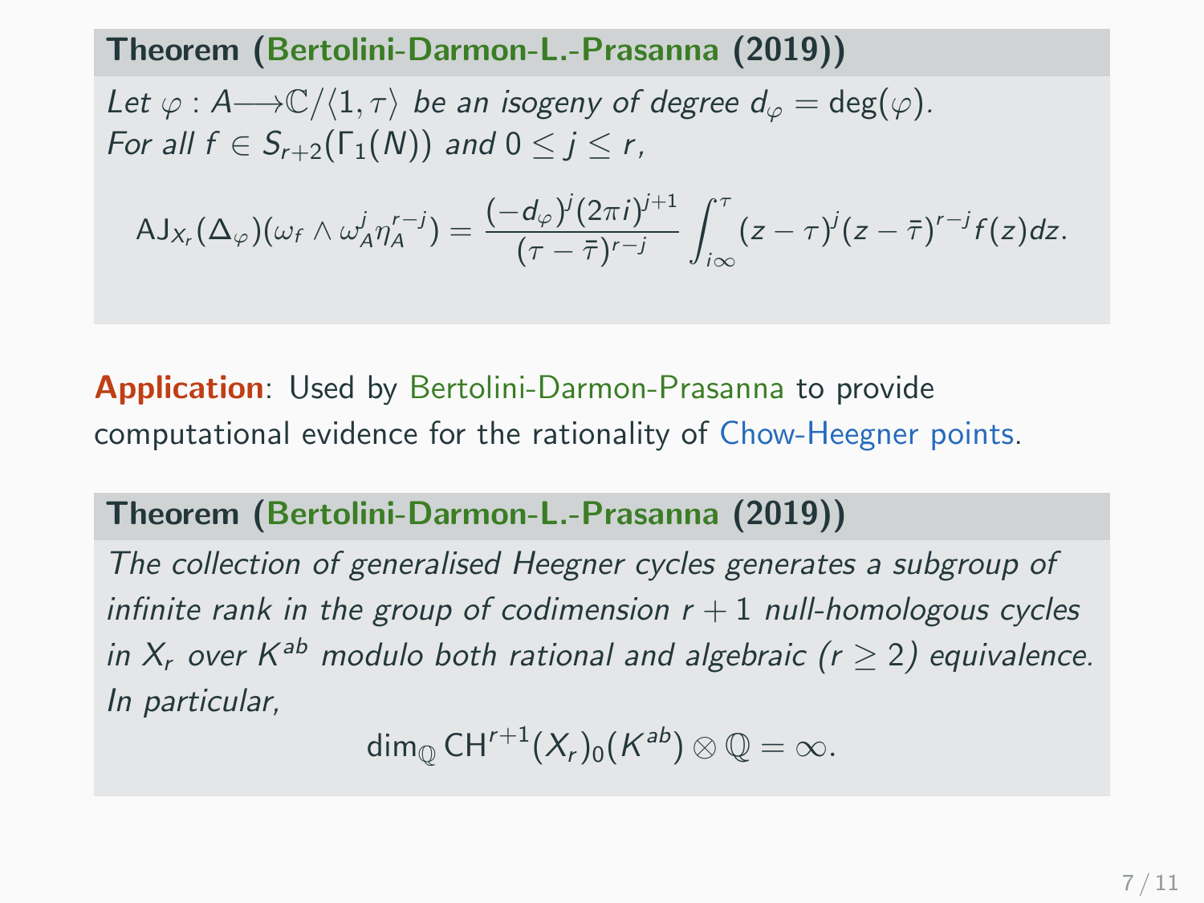**Theorem (Bertolini-Darmon-L.-Prasanna (2019))**

*Let $\varphi : A \longrightarrow \mathbb{C}/\langle 1, \tau \rangle$ be an isogeny of degree $d_\varphi = \deg(\varphi)$. For all $f \in S_{r+2}(\Gamma_1(N))$ and $0 \leq j \leq r$,*

$$\mathrm{AJ}_{X_r}(\Delta_\varphi)(\omega_f \wedge \omega_A^j \eta_A^{r-j}) = \frac{(-d_\varphi)^j (2\pi i)^{j+1}}{(\tau - \bar{\tau})^{r-j}} \int_{i\infty}^{\tau} (z-\tau)^j (z - \bar{\tau})^{r-j} f(z) dz.$$

**Application**: Used by Bertolini-Darmon-Prasanna to provide computational evidence for the rationality of Chow-Heegner points.

**Theorem (Bertolini-Darmon-L.-Prasanna (2019))**

*The collection of generalised Heegner cycles generates a subgroup of infinite rank in the group of codimension $r+1$ null-homologous cycles in $X_r$ over $K^{ab}$ modulo both rational and algebraic ($r \geq 2$) equivalence. In particular,*

$$\dim_{\mathbb{Q}} \mathrm{CH}^{r+1}(X_r)_0(K^{ab}) \otimes \mathbb{Q} = \infty.$$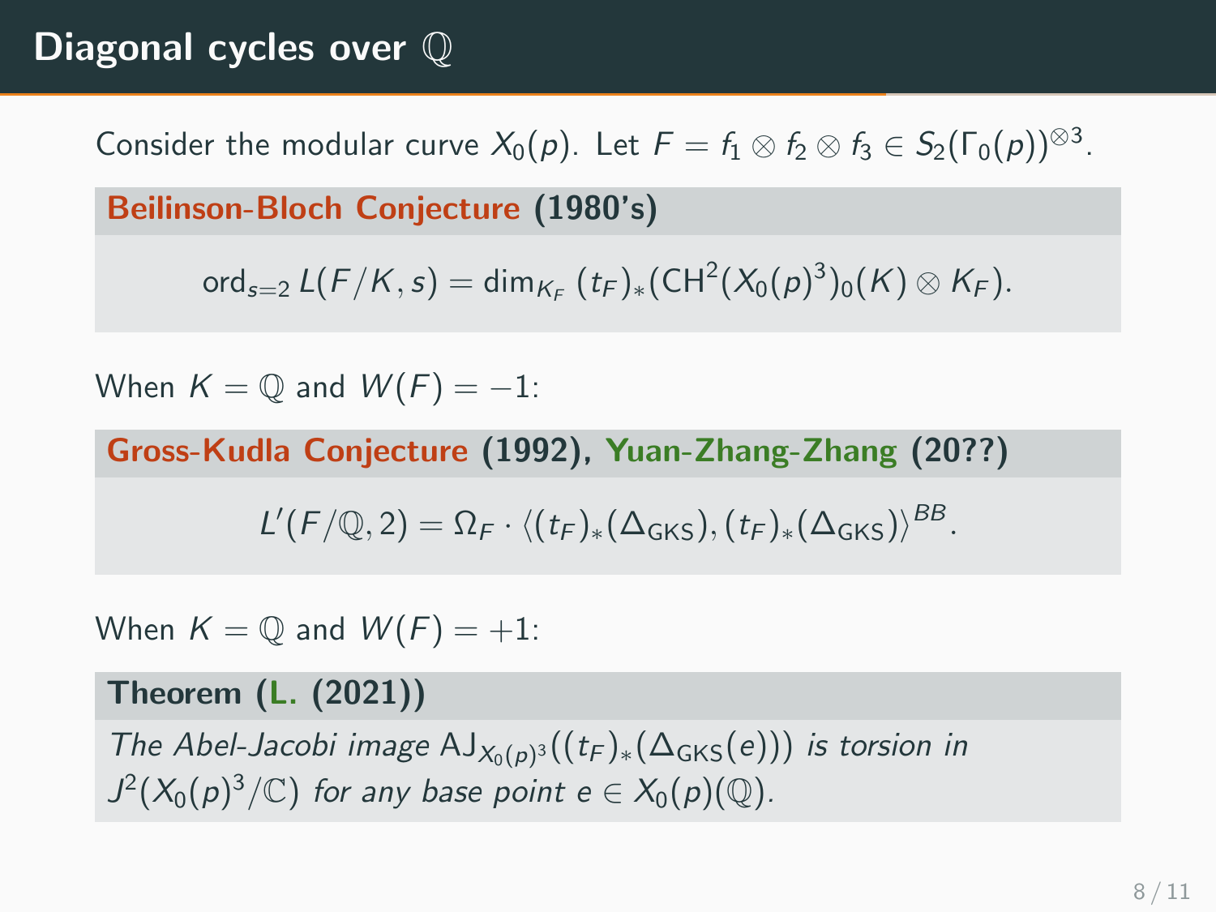# Diagonal cycles over $\mathbb{Q}$

Consider the modular curve $X_0(p)$. Let $F = f_1 \otimes f_2 \otimes f_3 \in S_2(\Gamma_0(p))^{\otimes 3}$.

**Beilinson-Bloch Conjecture (1980's)**

$$\mathrm{ord}_{s=2} L(F/K, s) = \dim_{K_F} (t_F)_*(\mathrm{CH}^2(X_0(p)^3)_0(K) \otimes K_F).$$

When $K = \mathbb{Q}$ and $W(F) = -1$:

**Gross-Kudla Conjecture (1992), Yuan-Zhang-Zhang (20??)**

$$L'(F/\mathbb{Q}, 2) = \Omega_F \cdot \langle (t_F)_*(\Delta_{\mathrm{GKS}}), (t_F)_*(\Delta_{\mathrm{GKS}}) \rangle^{BB}.$$

When $K = \mathbb{Q}$ and $W(F) = +1$:

**Theorem (L. (2021))**

*The Abel-Jacobi image* $\mathrm{AJ}_{X_0(p)^3}((t_F)_*(\Delta_{\mathrm{GKS}}(e)))$ *is torsion in* $J^2(X_0(p)^3/\mathbb{C})$ *for any base point* $e \in X_0(p)(\mathbb{Q})$.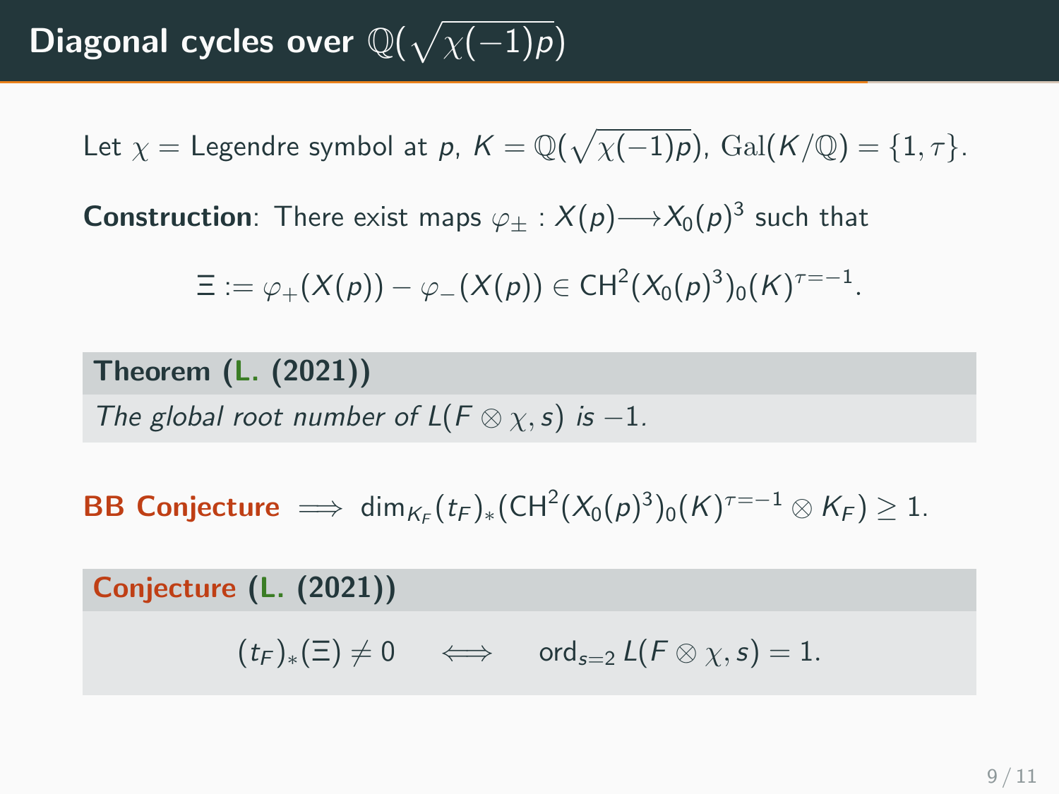# Diagonal cycles over $\mathbb{Q}(\sqrt{\chi(-1)p})$

Let $\chi =$ Legendre symbol at $p$, $K = \mathbb{Q}(\sqrt{\chi(-1)p})$, $\mathrm{Gal}(K/\mathbb{Q}) = \{1, \tau\}$.

**Construction**: There exist maps $\varphi_\pm : X(p) \longrightarrow X_0(p)^3$ such that

$$\Xi := \varphi_+(X(p)) - \varphi_-(X(p)) \in \mathrm{CH}^2(X_0(p)^3)_0(K)^{\tau=-1}.$$

**Theorem (L. (2021))**

*The global root number of $L(F \otimes \chi, s)$ is $-1$.*

**BB Conjecture** $\implies \dim_{K_F}(t_F)_*(\mathrm{CH}^2(X_0(p)^3)_0(K)^{\tau=-1} \otimes K_F) \geq 1.$

**Conjecture (L. (2021))**

$$(t_F)_*(\Xi) \neq 0 \quad \iff \quad \mathrm{ord}_{s=2} L(F \otimes \chi, s) = 1.$$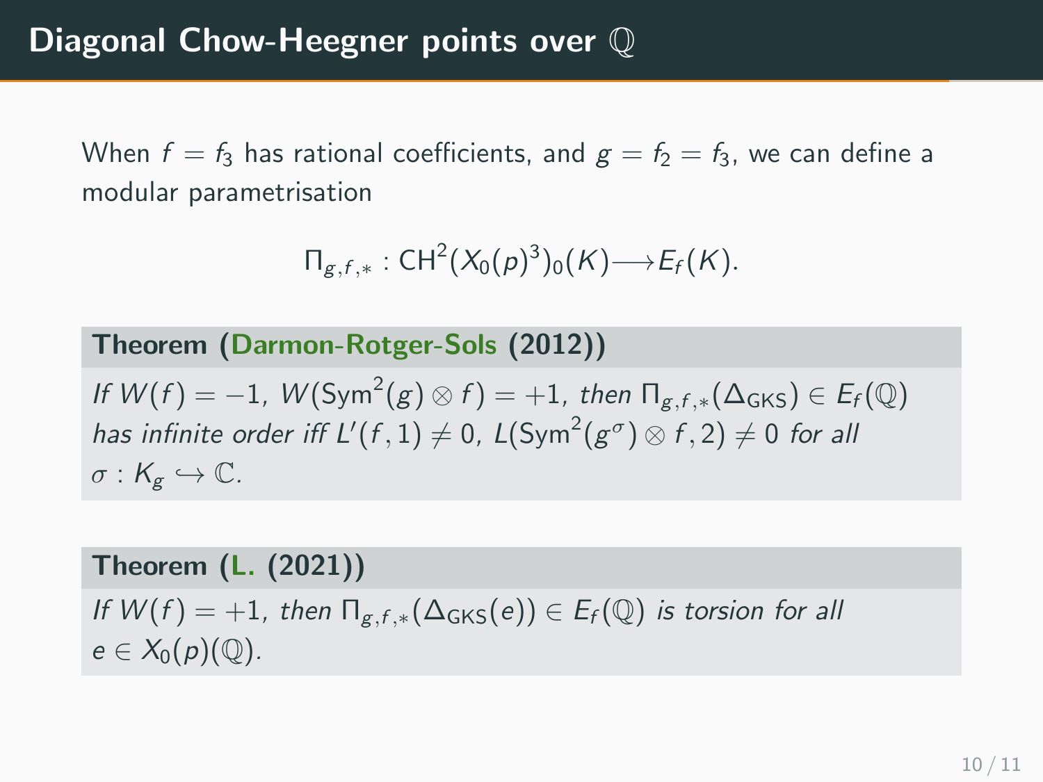# Diagonal Chow-Heegner points over $\mathbb{Q}$

When $f = f_3$ has rational coefficients, and $g = f_2 = f_3$, we can define a modular parametrisation

$$\Pi_{g,f,*} : \mathrm{CH}^2(X_0(p)^3)_0(K) \longrightarrow E_f(K).$$

**Theorem (Darmon-Rotger-Sols (2012))**

*If $W(f) = -1$, $W(\mathrm{Sym}^2(g) \otimes f) = +1$, then $\Pi_{g,f,*}(\Delta_{\mathrm{GKS}}) \in E_f(\mathbb{Q})$ has infinite order iff $L'(f,1) \neq 0$, $L(\mathrm{Sym}^2(g^\sigma) \otimes f, 2) \neq 0$ for all $\sigma : K_g \hookrightarrow \mathbb{C}$.*

**Theorem (L. (2021))**

*If $W(f) = +1$, then $\Pi_{g,f,*}(\Delta_{\mathrm{GKS}}(e)) \in E_f(\mathbb{Q})$ is torsion for all $e \in X_0(p)(\mathbb{Q})$.*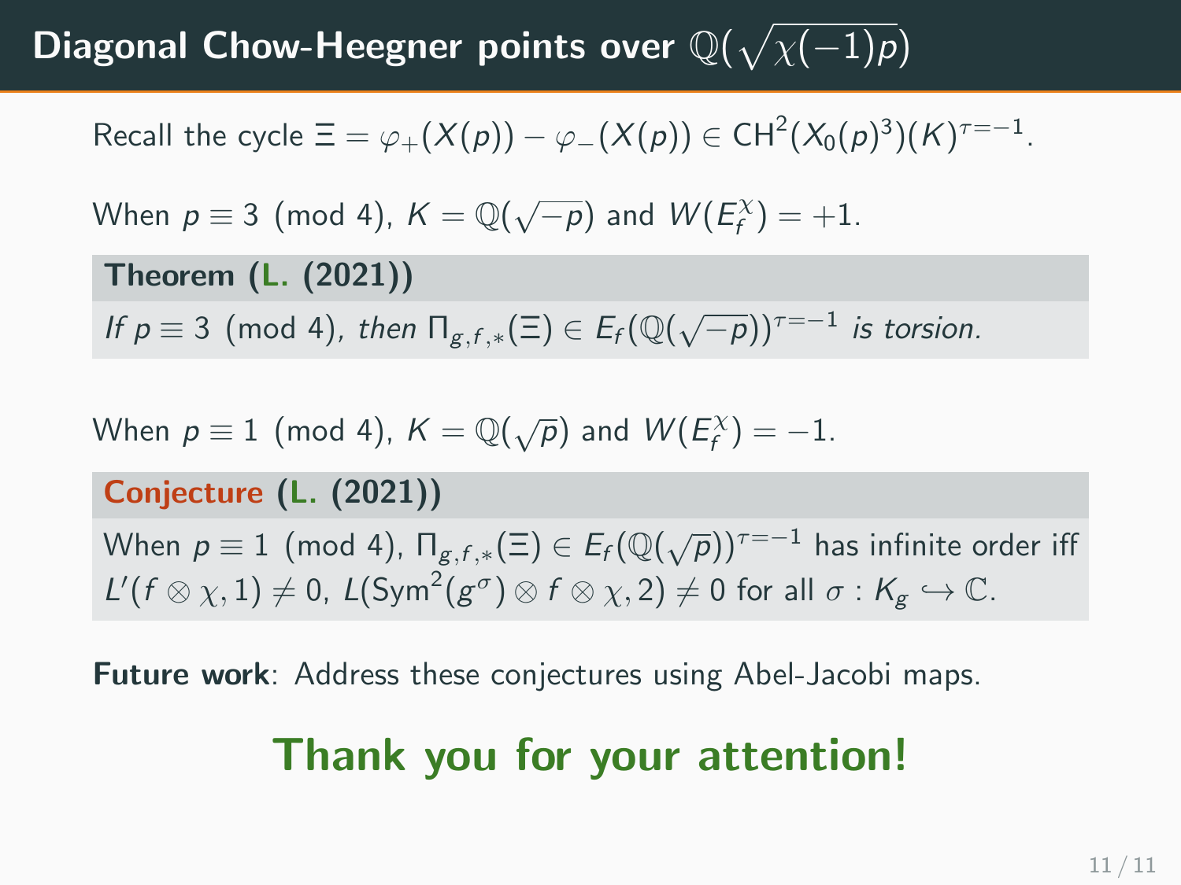# Diagonal Chow-Heegner points over $\mathbb{Q}(\sqrt{\chi(-1)p})$

Recall the cycle $\Xi = \varphi_+(X(p)) - \varphi_-(X(p)) \in \mathrm{CH}^2(X_0(p)^3)(K)^{\tau=-1}$.

When $p \equiv 3 \pmod 4$, $K = \mathbb{Q}(\sqrt{-p})$ and $W(E_f^\chi) = +1$.

**Theorem (L. (2021))**

*If $p \equiv 3 \pmod 4$, then $\Pi_{g,f,*}(\Xi) \in E_f(\mathbb{Q}(\sqrt{-p}))^{\tau=-1}$ is torsion.*

When $p \equiv 1 \pmod 4$, $K = \mathbb{Q}(\sqrt{p})$ and $W(E_f^\chi) = -1$.

**Conjecture (L. (2021))**

When $p \equiv 1 \pmod 4$, $\Pi_{g,f,*}(\Xi) \in E_f(\mathbb{Q}(\sqrt{p}))^{\tau=-1}$ has infinite order iff $L'(f \otimes \chi, 1) \neq 0$, $L(\mathrm{Sym}^2(g^\sigma) \otimes f \otimes \chi, 2) \neq 0$ for all $\sigma : K_g \hookrightarrow \mathbb{C}$.

**Future work**: Address these conjectures using Abel-Jacobi maps.

## Thank you for your attention!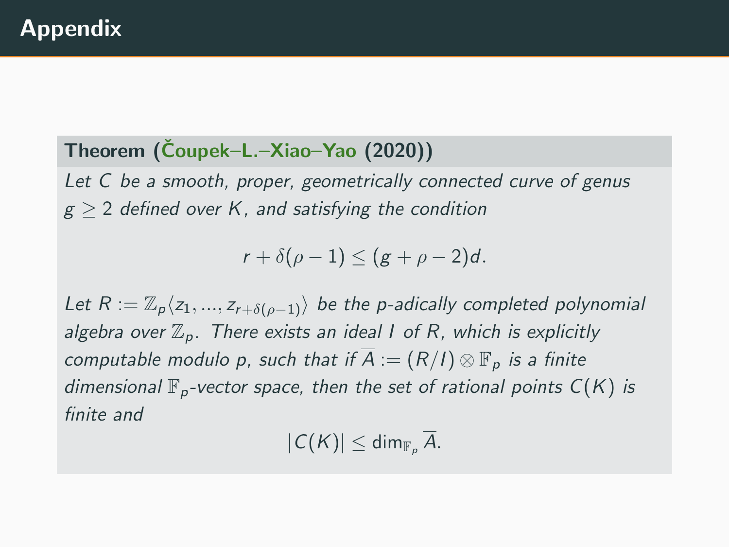# Appendix

**Theorem (Čoupek–L.–Xiao–Yao (2020))**

*Let $C$ be a smooth, proper, geometrically connected curve of genus $g \geq 2$ defined over $K$, and satisfying the condition*

$$r + \delta(\rho - 1) \leq (g + \rho - 2)d.$$

*Let $R := \mathbb{Z}_p\langle z_1, ..., z_{r+\delta(\rho-1)}\rangle$ be the p-adically completed polynomial algebra over $\mathbb{Z}_p$. There exists an ideal $I$ of $R$, which is explicitly computable modulo p, such that if $\overline{A} := (R/I) \otimes \mathbb{F}_p$ is a finite dimensional $\mathbb{F}_p$-vector space, then the set of rational points $C(K)$ is finite and*

$$|C(K)| \leq \dim_{\mathbb{F}_p} \overline{A}.$$